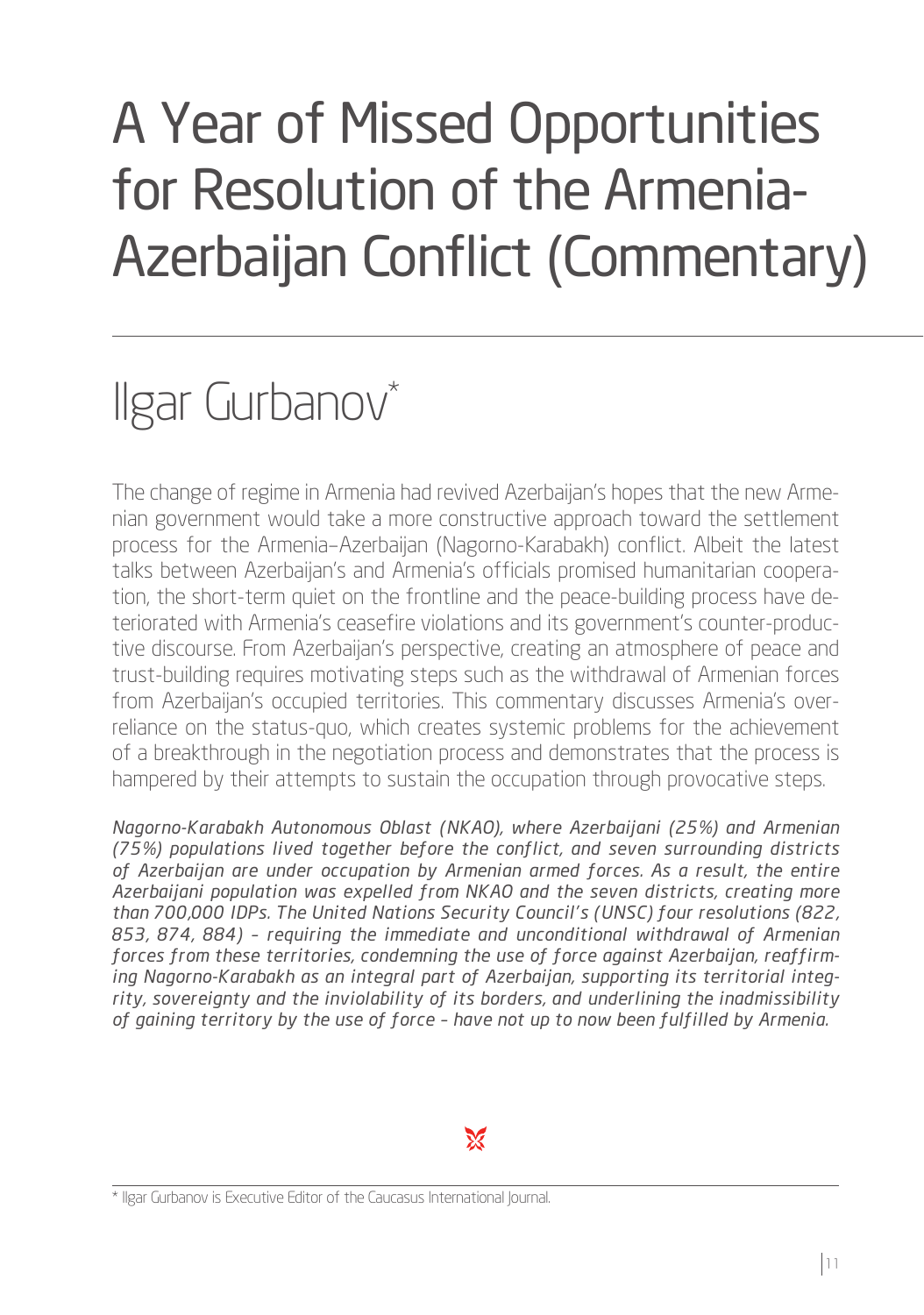# A Year of Missed Opportunities for Resolution of the Armenia-Azerbaijan Conflict (Commentary)

## Ilgar Gurbanov*

The change of regime in Armenia had revived Azerbaijan's hopes that the new Armenian government would take a more constructive approach toward the settlement process for the Armenia–Azerbaijan (Nagorno-Karabakh) conflict. Albeit the latest talks between Azerbaijan's and Armenia's officials promised humanitarian cooperation, the short-term quiet on the frontline and the peace-building process have deteriorated with Armenia's ceasefire violations and its government's counter-productive discourse. From Azerbaijan's perspective, creating an atmosphere of peace and trust-building requires motivating steps such as the withdrawal of Armenian forces from Azerbaijan's occupied territories. This commentary discusses Armenia's over-reliance on the status-quo, which creates systemic problems for the achievement of a breakthrough in the negotiation process and demonstrates that the process is hampered by their attempts to sustain the occupation through provocative steps.

*Nagorno-Karabakh Autonomous Oblast (NKAO), where Azerbaijani (25%) and Armenian (75%) populations lived together before the conflict, and seven surrounding districts of Azerbaijan are under occupation by Armenian armed forces. As a result, the entire Azerbaijani population was expelled from NKAO and the seven districts, creating more than 700,000 IDPs. The United Nations Security Council's (UNSC) four resolutions (822, 853, 874, 884) – requiring the immediate and unconditional withdrawal of Armenian forces from these territories, condemning the use of force against Azerbaijan, reaffirming Nagorno-Karabakh as an integral part of Azerbaijan, supporting its territorial integrity, sovereignty and the inviolability of its borders, and underlining the inadmissibility of gaining territory by the use of force – have not up to now been fulfilled by Armenia.*

---

\* Ilgar Gurbanov is Executive Editor of the Caucasus International Journal.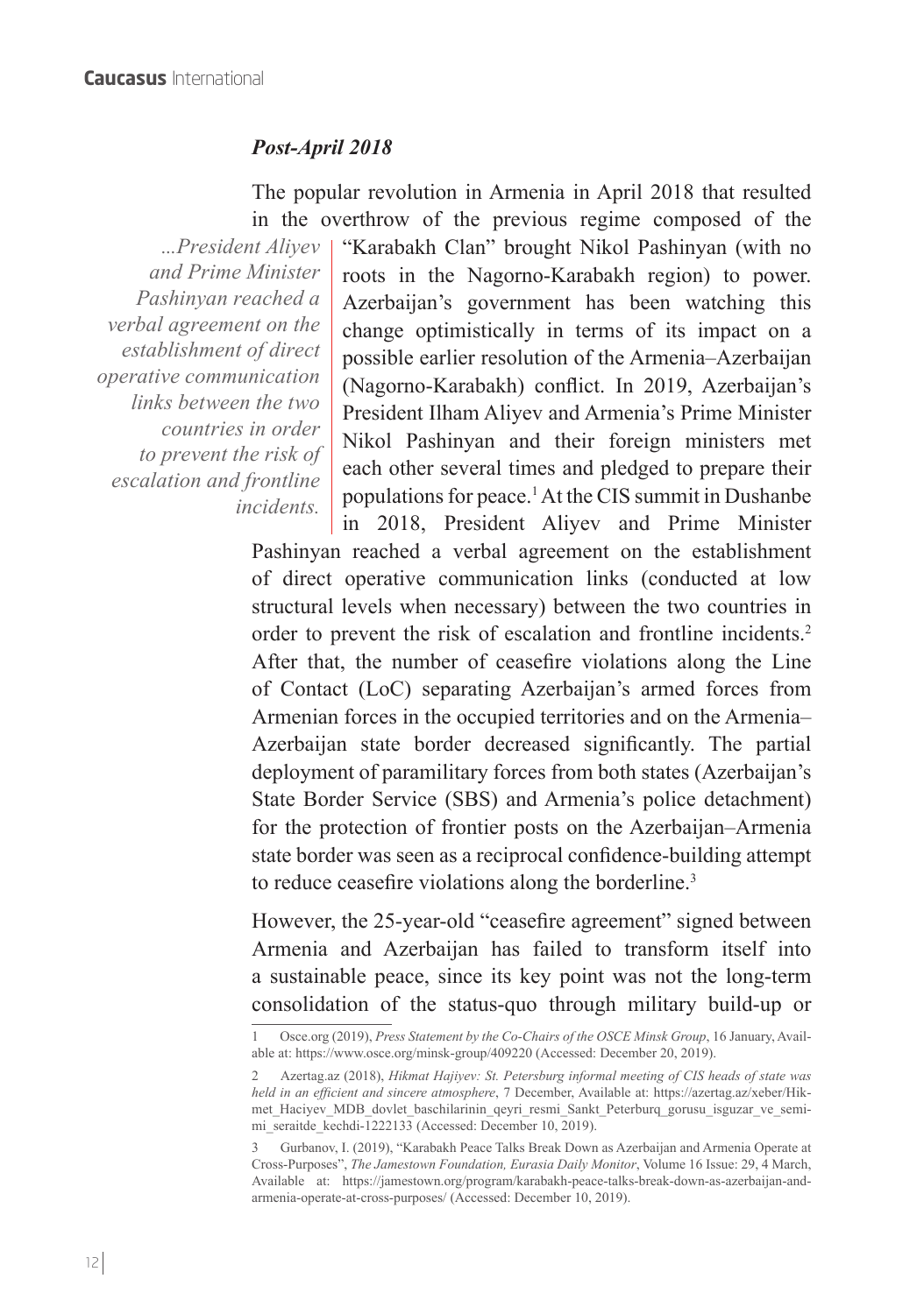### *Post-April 2018*

> *...President Aliyev and Prime Minister Pashinyan reached a verbal agreement on the establishment of direct operative communication links between the two countries in order to prevent the risk of escalation and frontline incidents.*

The popular revolution in Armenia in April 2018 that resulted in the overthrow of the previous regime composed of the "Karabakh Clan" brought Nikol Pashinyan (with no roots in the Nagorno-Karabakh region) to power. Azerbaijan's government has been watching this change optimistically in terms of its impact on a possible earlier resolution of the Armenia–Azerbaijan (Nagorno-Karabakh) conflict. In 2019, Azerbaijan's President Ilham Aliyev and Armenia's Prime Minister Nikol Pashinyan and their foreign ministers met each other several times and pledged to prepare their populations for peace.[1] At the CIS summit in Dushanbe in 2018, President Aliyev and Prime Minister Pashinyan reached a verbal agreement on the establishment of direct operative communication links (conducted at low structural levels when necessary) between the two countries in order to prevent the risk of escalation and frontline incidents.[2] After that, the number of ceasefire violations along the Line of Contact (LoC) separating Azerbaijan's armed forces from Armenian forces in the occupied territories and on the Armenia–Azerbaijan state border decreased significantly. The partial deployment of paramilitary forces from both states (Azerbaijan's State Border Service (SBS) and Armenia's police detachment) for the protection of frontier posts on the Azerbaijan–Armenia state border was seen as a reciprocal confidence-building attempt to reduce ceasefire violations along the borderline.[3]

However, the 25-year-old "ceasefire agreement" signed between Armenia and Azerbaijan has failed to transform itself into a sustainable peace, since its key point was not the long-term consolidation of the status-quo through military build-up or

---

1 Osce.org (2019), *Press Statement by the Co-Chairs of the OSCE Minsk Group*, 16 January, Available at: https://www.osce.org/minsk-group/409220 (Accessed: December 20, 2019).

2 Azertag.az (2018), *Hikmat Hajiyev: St. Petersburg informal meeting of CIS heads of state was held in an efficient and sincere atmosphere*, 7 December, Available at: https://azertag.az/xeber/Hikmet_Haciyev_MDB_dovlet_baschilarinin_qeyri_resmi_Sankt_Peterburq_gorusu_isguzar_ve_semimi_seraitde_kechdi-1222133 (Accessed: December 10, 2019).

3 Gurbanov, I. (2019), "Karabakh Peace Talks Break Down as Azerbaijan and Armenia Operate at Cross-Purposes", *The Jamestown Foundation, Eurasia Daily Monitor*, Volume 16 Issue: 29, 4 March, Available at: https://jamestown.org/program/karabakh-peace-talks-break-down-as-azerbaijan-and-armenia-operate-at-cross-purposes/ (Accessed: December 10, 2019).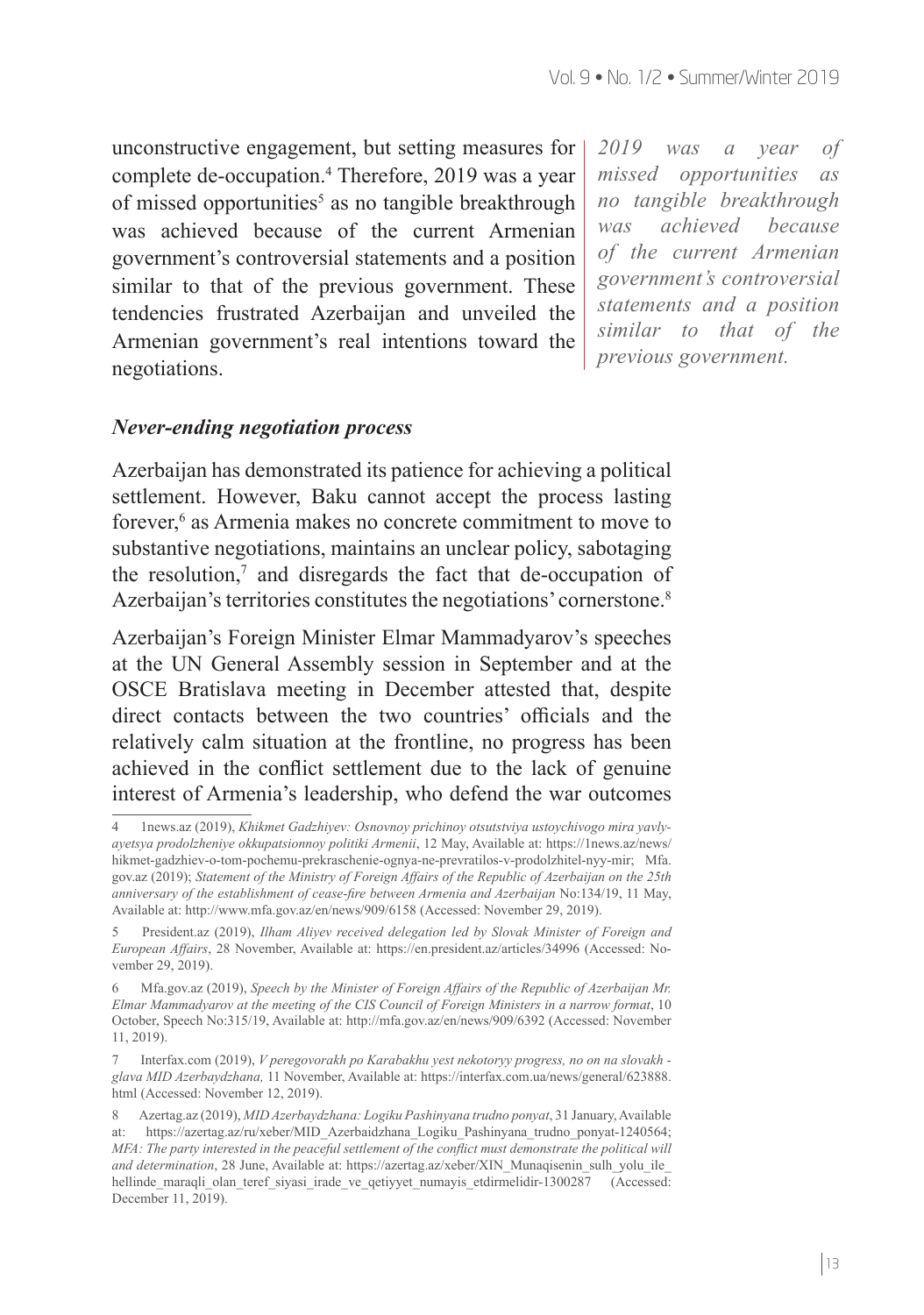unconstructive engagement, but setting measures for complete de-occupation.[4] Therefore, 2019 was a year of missed opportunities[5] as no tangible breakthrough was achieved because of the current Armenian government's controversial statements and a position similar to that of the previous government. These tendencies frustrated Azerbaijan and unveiled the Armenian government's real intentions toward the negotiations.

*2019 was a year of missed opportunities as no tangible breakthrough was achieved because of the current Armenian government's controversial statements and a position similar to that of the previous government.*

### *Never-ending negotiation process*

Azerbaijan has demonstrated its patience for achieving a political settlement. However, Baku cannot accept the process lasting forever,[6] as Armenia makes no concrete commitment to move to substantive negotiations, maintains an unclear policy, sabotaging the resolution,[7] and disregards the fact that de-occupation of Azerbaijan's territories constitutes the negotiations' cornerstone.[8]

Azerbaijan's Foreign Minister Elmar Mammadyarov's speeches at the UN General Assembly session in September and at the OSCE Bratislava meeting in December attested that, despite direct contacts between the two countries' officials and the relatively calm situation at the frontline, no progress has been achieved in the conflict settlement due to the lack of genuine interest of Armenia's leadership, who defend the war outcomes

---

4 1news.az (2019), *Khikmet Gadzhiyev: Osnovnoy prichinoy otsutstviya ustoychivogo mira yavlyayetsya prodolzheniye okkupatsionnoy politiki Armenii*, 12 May, Available at: https://1news.az/news/hikmet-gadzhiev-o-tom-pochemu-prekraschenie-ognya-ne-prevratilos-v-prodolzhitel-nyy-mir; Mfa.gov.az (2019); *Statement of the Ministry of Foreign Affairs of the Republic of Azerbaijan on the 25th anniversary of the establishment of cease-fire between Armenia and Azerbaijan* No:134/19, 11 May, Available at: http://www.mfa.gov.az/en/news/909/6158 (Accessed: November 29, 2019).

5 President.az (2019), *Ilham Aliyev received delegation led by Slovak Minister of Foreign and European Affairs*, 28 November, Available at: https://en.president.az/articles/34996 (Accessed: November 29, 2019).

6 Mfa.gov.az (2019), *Speech by the Minister of Foreign Affairs of the Republic of Azerbaijan Mr. Elmar Mammadyarov at the meeting of the CIS Council of Foreign Ministers in a narrow format*, 10 October, Speech No:315/19, Available at: http://mfa.gov.az/en/news/909/6392 (Accessed: November 11, 2019).

7 Interfax.com (2019), *V peregovorakh po Karabakhu yest nekotoryy progress, no on na slovakh - glava MID Azerbaydzhana,* 11 November, Available at: https://interfax.com.ua/news/general/623888.html (Accessed: November 12, 2019).

8 Azertag.az (2019), *MID Azerbaydzhana: Logiku Pashinyana trudno ponyat*, 31 January, Available at: https://azertag.az/ru/xeber/MID_Azerbaidzhana_Logiku_Pashinyana_trudno_ponyat-1240564; *MFA: The party interested in the peaceful settlement of the conflict must demonstrate the political will and determination*, 28 June, Available at: https://azertag.az/xeber/XIN_Munaqisenin_sulh_yolu_ile_hellinde_maraqli_olan_teref_siyasi_irade_ve_qetiyyet_numayis_etdirmelidir-1300287 (Accessed: December 11, 2019).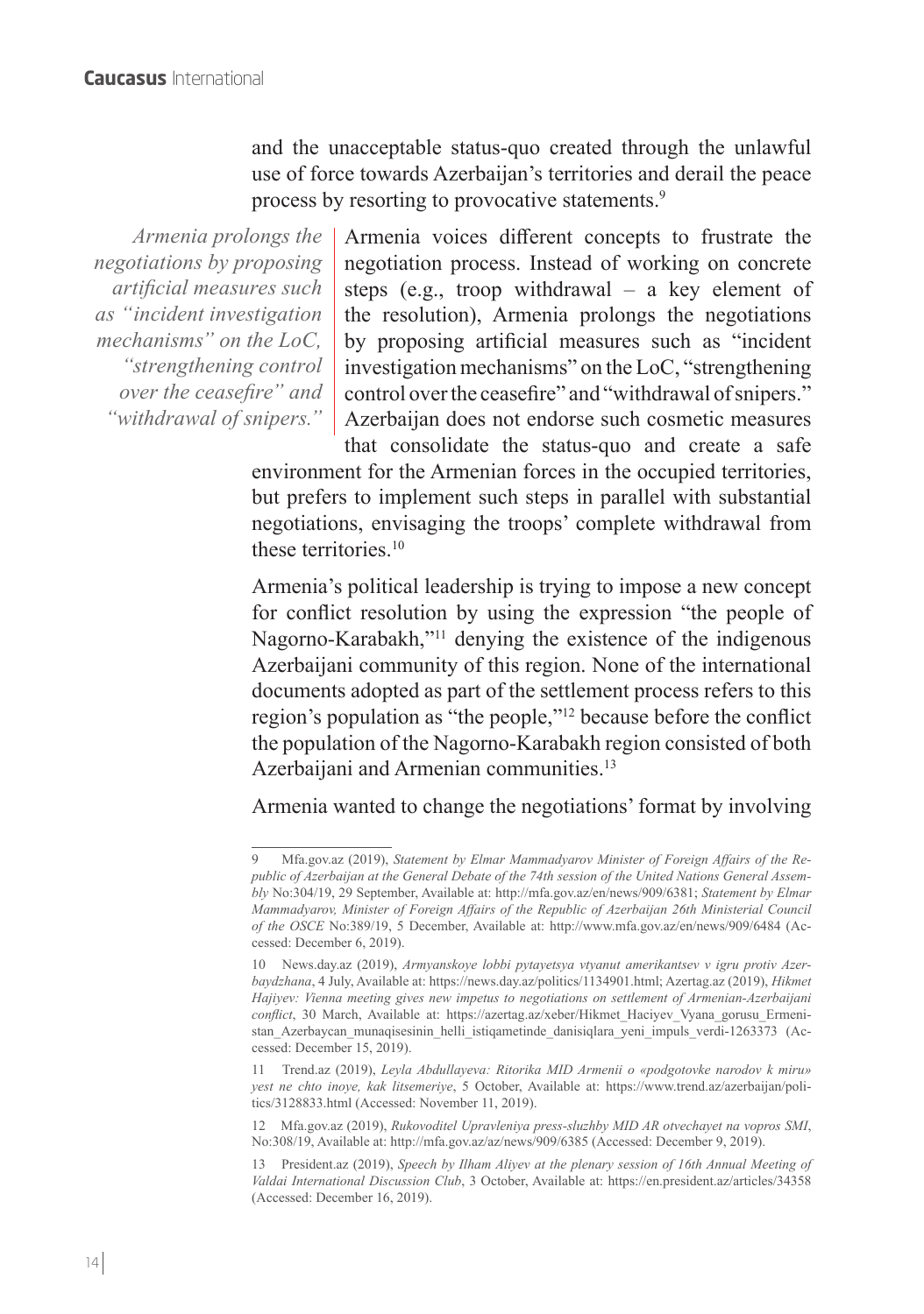and the unacceptable status-quo created through the unlawful use of force towards Azerbaijan's territories and derail the peace process by resorting to provocative statements.[9]

*Armenia prolongs the negotiations by proposing artificial measures such as "incident investigation mechanisms" on the LoC, "strengthening control over the ceasefire" and "withdrawal of snipers."*

Armenia voices different concepts to frustrate the negotiation process. Instead of working on concrete steps (e.g., troop withdrawal – a key element of the resolution), Armenia prolongs the negotiations by proposing artificial measures such as "incident investigation mechanisms" on the LoC, "strengthening control over the ceasefire" and "withdrawal of snipers." Azerbaijan does not endorse such cosmetic measures that consolidate the status-quo and create a safe environment for the Armenian forces in the occupied territories, but prefers to implement such steps in parallel with substantial negotiations, envisaging the troops' complete withdrawal from these territories.[10]

Armenia's political leadership is trying to impose a new concept for conflict resolution by using the expression "the people of Nagorno-Karabakh,"[11] denying the existence of the indigenous Azerbaijani community of this region. None of the international documents adopted as part of the settlement process refers to this region's population as "the people,"[12] because before the conflict the population of the Nagorno-Karabakh region consisted of both Azerbaijani and Armenian communities.[13]

Armenia wanted to change the negotiations' format by involving

---

9 Mfa.gov.az (2019), *Statement by Elmar Mammadyarov Minister of Foreign Affairs of the Republic of Azerbaijan at the General Debate of the 74th session of the United Nations General Assembly* No:304/19, 29 September, Available at: http://mfa.gov.az/en/news/909/6381; *Statement by Elmar Mammadyarov, Minister of Foreign Affairs of the Republic of Azerbaijan 26th Ministerial Council of the OSCE* No:389/19, 5 December, Available at: http://www.mfa.gov.az/en/news/909/6484 (Accessed: December 6, 2019).

10 News.day.az (2019), *Armyanskoye lobbi pytayetsya vtyanut amerikantsev v igru protiv Azerbaydzhana*, 4 July, Available at: https://news.day.az/politics/1134901.html; Azertag.az (2019), *Hikmet Hajiyev: Vienna meeting gives new impetus to negotiations on settlement of Armenian-Azerbaijani conflict*, 30 March, Available at: https://azertag.az/xeber/Hikmet_Haciyev_Vyana_gorusu_Ermenistan_Azerbaycan_munaqisesinin_helli_istiqametinde_danisiqlara_yeni_impuls_verdi-1263373 (Accessed: December 15, 2019).

11 Trend.az (2019), *Leyla Abdullayeva: Ritorika MID Armenii o «podgotovke narodov k miru» yest ne chto inoye, kak litsemeriye*, 5 October, Available at: https://www.trend.az/azerbaijan/politics/3128833.html (Accessed: November 11, 2019).

12 Mfa.gov.az (2019), *Rukovoditel Upravleniya press-sluzhby MID AR otvechayet na vopros SMI*, No:308/19, Available at: http://mfa.gov.az/az/news/909/6385 (Accessed: December 9, 2019).

13 President.az (2019), *Speech by Ilham Aliyev at the plenary session of 16th Annual Meeting of Valdai International Discussion Club*, 3 October, Available at: https://en.president.az/articles/34358 (Accessed: December 16, 2019).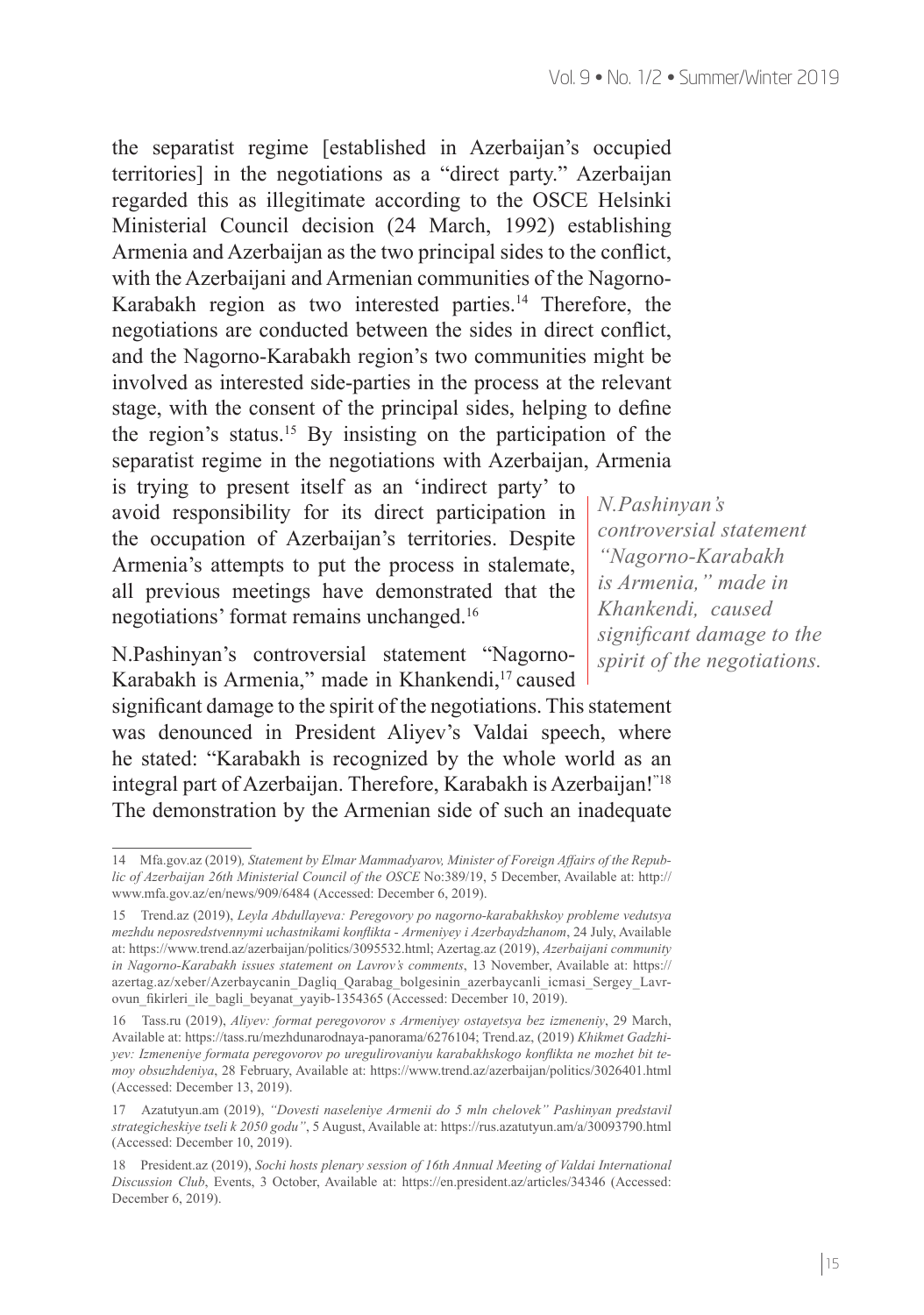the separatist regime [established in Azerbaijan's occupied territories] in the negotiations as a "direct party." Azerbaijan regarded this as illegitimate according to the OSCE Helsinki Ministerial Council decision (24 March, 1992) establishing Armenia and Azerbaijan as the two principal sides to the conflict, with the Azerbaijani and Armenian communities of the Nagorno-Karabakh region as two interested parties.[14] Therefore, the negotiations are conducted between the sides in direct conflict, and the Nagorno-Karabakh region's two communities might be involved as interested side-parties in the process at the relevant stage, with the consent of the principal sides, helping to define the region's status.[15] By insisting on the participation of the separatist regime in the negotiations with Azerbaijan, Armenia is trying to present itself as an 'indirect party' to avoid responsibility for its direct participation in the occupation of Azerbaijan's territories. Despite Armenia's attempts to put the process in stalemate, all previous meetings have demonstrated that the negotiations' format remains unchanged.[16]

*N.Pashinyan's controversial statement "Nagorno-Karabakh is Armenia," made in Khankendi, caused significant damage to the spirit of the negotiations.*

N.Pashinyan's controversial statement "Nagorno-Karabakh is Armenia," made in Khankendi,[17] caused significant damage to the spirit of the negotiations. This statement was denounced in President Aliyev's Valdai speech, where he stated: "Karabakh is recognized by the whole world as an integral part of Azerbaijan. Therefore, Karabakh is Azerbaijan!"[18] The demonstration by the Armenian side of such an inadequate

---

14 Mfa.gov.az (2019), *Statement by Elmar Mammadyarov, Minister of Foreign Affairs of the Republic of Azerbaijan 26th Ministerial Council of the OSCE* No:389/19, 5 December, Available at: http://www.mfa.gov.az/en/news/909/6484 (Accessed: December 6, 2019).

15 Trend.az (2019), *Leyla Abdullayeva: Peregovory po nagorno-karabakhskoy probleme vedutsya mezhdu neposredstvennymi uchastnikami konflikta - Armeniyey i Azerbaydzhanom*, 24 July, Available at: https://www.trend.az/azerbaijan/politics/3095532.html; Azertag.az (2019), *Azerbaijani community in Nagorno-Karabakh issues statement on Lavrov's comments*, 13 November, Available at: https://azertag.az/xeber/Azerbaycanin_Dagliq_Qarabag_bolgesinin_azerbaycanli_icmasi_Sergey_Lavrovun_fikirleri_ile_bagli_beyanat_yayib-1354365 (Accessed: December 10, 2019).

16 Tass.ru (2019), *Aliyev: format peregovorov s Armeniyey ostayetsya bez izmeneniy*, 29 March, Available at: https://tass.ru/mezhdunarodnaya-panorama/6276104; Trend.az, (2019) *Khikmet Gadzhiyev: Izmeneniye formata peregovorov po uregulirovaniyu karabakhskogo konflikta ne mozhet bit temoy obsuzhdeniya*, 28 February, Available at: https://www.trend.az/azerbaijan/politics/3026401.html (Accessed: December 13, 2019).

17 Azatutyun.am (2019), *"Dovesti naseleniye Armenii do 5 mln chelovek" Pashinyan predstavil strategicheskiye tseli k 2050 godu"*, 5 August, Available at: https://rus.azatutyun.am/a/30093790.html (Accessed: December 10, 2019).

18 President.az (2019), *Sochi hosts plenary session of 16th Annual Meeting of Valdai International Discussion Club*, Events, 3 October, Available at: https://en.president.az/articles/34346 (Accessed: December 6, 2019).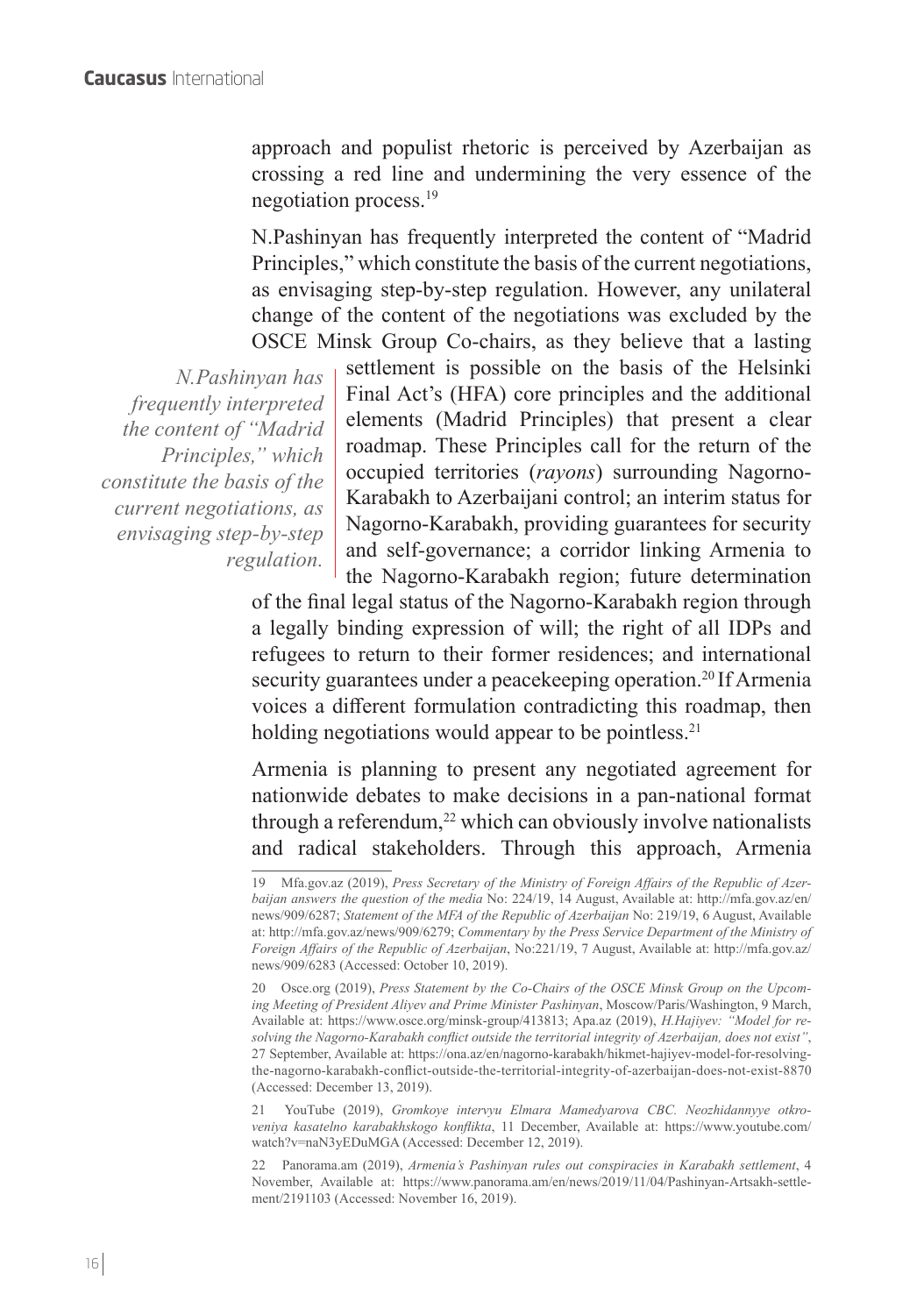approach and populist rhetoric is perceived by Azerbaijan as crossing a red line and undermining the very essence of the negotiation process.[19]

N.Pashinyan has frequently interpreted the content of "Madrid Principles," which constitute the basis of the current negotiations, as envisaging step-by-step regulation. However, any unilateral change of the content of the negotiations was excluded by the OSCE Minsk Group Co-chairs, as they believe that a lasting settlement is possible on the basis of the Helsinki Final Act's (HFA) core principles and the additional elements (Madrid Principles) that present a clear roadmap. These Principles call for the return of the occupied territories (*rayons*) surrounding Nagorno-Karabakh to Azerbaijani control; an interim status for Nagorno-Karabakh, providing guarantees for security and self-governance; a corridor linking Armenia to the Nagorno-Karabakh region; future determination of the final legal status of the Nagorno-Karabakh region through a legally binding expression of will; the right of all IDPs and refugees to return to their former residences; and international security guarantees under a peacekeeping operation.[20] If Armenia voices a different formulation contradicting this roadmap, then holding negotiations would appear to be pointless.[21]

> *N.Pashinyan has frequently interpreted the content of "Madrid Principles," which constitute the basis of the current negotiations, as envisaging step-by-step regulation.*

Armenia is planning to present any negotiated agreement for nationwide debates to make decisions in a pan-national format through a referendum,[22] which can obviously involve nationalists and radical stakeholders. Through this approach, Armenia

---

19 Mfa.gov.az (2019), *Press Secretary of the Ministry of Foreign Affairs of the Republic of Azerbaijan answers the question of the media* No: 224/19, 14 August, Available at: http://mfa.gov.az/en/news/909/6287; *Statement of the MFA of the Republic of Azerbaijan* No: 219/19, 6 August, Available at: http://mfa.gov.az/news/909/6279; *Commentary by the Press Service Department of the Ministry of Foreign Affairs of the Republic of Azerbaijan*, No:221/19, 7 August, Available at: http://mfa.gov.az/news/909/6283 (Accessed: October 10, 2019).

20 Osce.org (2019), *Press Statement by the Co-Chairs of the OSCE Minsk Group on the Upcoming Meeting of President Aliyev and Prime Minister Pashinyan*, Moscow/Paris/Washington, 9 March, Available at: https://www.osce.org/minsk-group/413813; Apa.az (2019), *H.Hajiyev: "Model for resolving the Nagorno-Karabakh conflict outside the territorial integrity of Azerbaijan, does not exist"*, 27 September, Available at: https://ona.az/en/nagorno-karabakh/hikmet-hajiyev-model-for-resolving-the-nagorno-karabakh-conflict-outside-the-territorial-integrity-of-azerbaijan-does-not-exist-8870 (Accessed: December 13, 2019).

21 YouTube (2019), *Gromkoye intervyu Elmara Mamedyarova CBC. Neozhidannyye otkroveniya kasatelno karabakhskogo konflikta*, 11 December, Available at: https://www.youtube.com/watch?v=naN3yEDuMGA (Accessed: December 12, 2019).

22 Panorama.am (2019), *Armenia's Pashinyan rules out conspiracies in Karabakh settlement*, 4 November, Available at: https://www.panorama.am/en/news/2019/11/04/Pashinyan-Artsakh-settlement/2191103 (Accessed: November 16, 2019).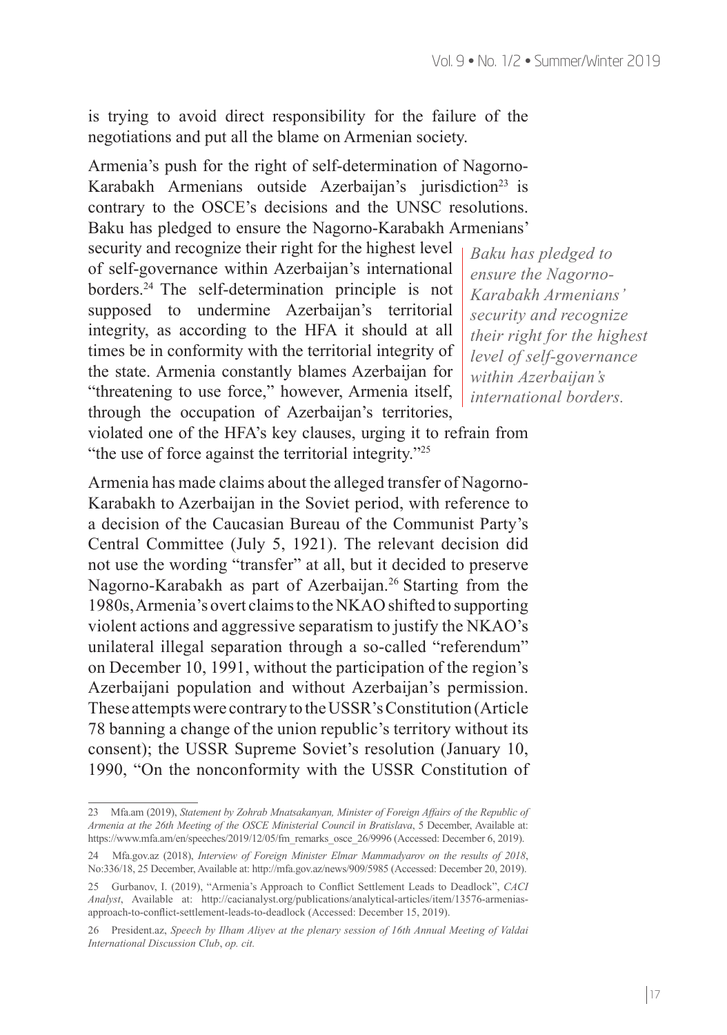is trying to avoid direct responsibility for the failure of the negotiations and put all the blame on Armenian society.

Armenia's push for the right of self-determination of Nagorno-Karabakh Armenians outside Azerbaijan's jurisdiction[23] is contrary to the OSCE's decisions and the UNSC resolutions. Baku has pledged to ensure the Nagorno-Karabakh Armenians' security and recognize their right for the highest level of self-governance within Azerbaijan's international borders.[24] The self-determination principle is not supposed to undermine Azerbaijan's territorial integrity, as according to the HFA it should at all times be in conformity with the territorial integrity of the state. Armenia constantly blames Azerbaijan for "threatening to use force," however, Armenia itself, through the occupation of Azerbaijan's territories, violated one of the HFA's key clauses, urging it to refrain from "the use of force against the territorial integrity."[25]

*Baku has pledged to ensure the Nagorno-Karabakh Armenians' security and recognize their right for the highest level of self-governance within Azerbaijan's international borders.*

Armenia has made claims about the alleged transfer of Nagorno-Karabakh to Azerbaijan in the Soviet period, with reference to a decision of the Caucasian Bureau of the Communist Party's Central Committee (July 5, 1921). The relevant decision did not use the wording "transfer" at all, but it decided to preserve Nagorno-Karabakh as part of Azerbaijan.[26] Starting from the 1980s, Armenia's overt claims to the NKAO shifted to supporting violent actions and aggressive separatism to justify the NKAO's unilateral illegal separation through a so-called "referendum" on December 10, 1991, without the participation of the region's Azerbaijani population and without Azerbaijan's permission. These attempts were contrary to the USSR's Constitution (Article 78 banning a change of the union republic's territory without its consent); the USSR Supreme Soviet's resolution (January 10, 1990, "On the nonconformity with the USSR Constitution of

---

23 Mfa.am (2019), *Statement by Zohrab Mnatsakanyan, Minister of Foreign Affairs of the Republic of Armenia at the 26th Meeting of the OSCE Ministerial Council in Bratislava*, 5 December, Available at: https://www.mfa.am/en/speeches/2019/12/05/fm_remarks_osce_26/9996 (Accessed: December 6, 2019).

24 Mfa.gov.az (2018), *Interview of Foreign Minister Elmar Mammadyarov on the results of 2018*, No:336/18, 25 December, Available at: http://mfa.gov.az/news/909/5985 (Accessed: December 20, 2019).

25 Gurbanov, I. (2019), "Armenia's Approach to Conflict Settlement Leads to Deadlock", *CACI Analyst*, Available at: http://cacianalyst.org/publications/analytical-articles/item/13576-armenias-approach-to-conflict-settlement-leads-to-deadlock (Accessed: December 15, 2019).

26 President.az, *Speech by Ilham Aliyev at the plenary session of 16th Annual Meeting of Valdai International Discussion Club*, *op. cit.*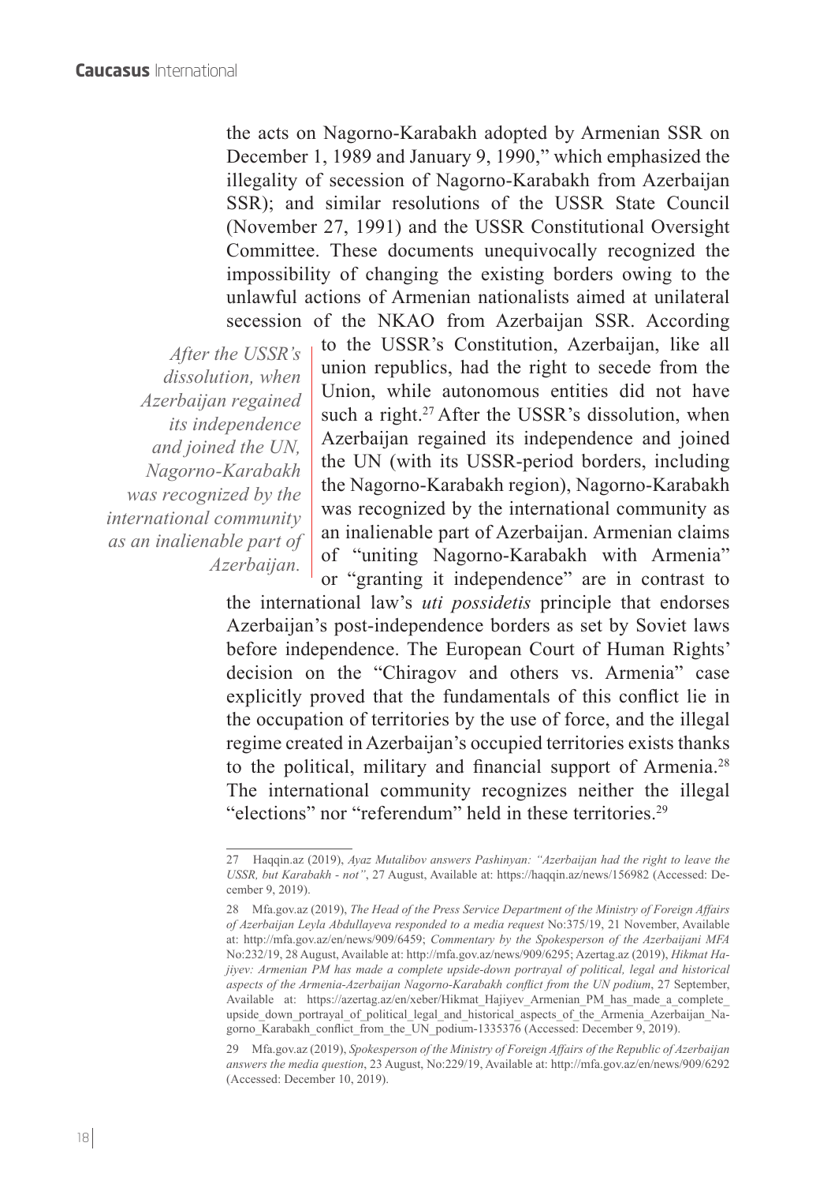the acts on Nagorno-Karabakh adopted by Armenian SSR on December 1, 1989 and January 9, 1990," which emphasized the illegality of secession of Nagorno-Karabakh from Azerbaijan SSR); and similar resolutions of the USSR State Council (November 27, 1991) and the USSR Constitutional Oversight Committee. These documents unequivocally recognized the impossibility of changing the existing borders owing to the unlawful actions of Armenian nationalists aimed at unilateral secession of the NKAO from Azerbaijan SSR. According to the USSR's Constitution, Azerbaijan, like all union republics, had the right to secede from the Union, while autonomous entities did not have such a right.[27] After the USSR's dissolution, when Azerbaijan regained its independence and joined the UN (with its USSR-period borders, including the Nagorno-Karabakh region), Nagorno-Karabakh was recognized by the international community as an inalienable part of Azerbaijan. Armenian claims of "uniting Nagorno-Karabakh with Armenia" or "granting it independence" are in contrast to the international law's *uti possidetis* principle that endorses Azerbaijan's post-independence borders as set by Soviet laws before independence. The European Court of Human Rights' decision on the "Chiragov and others vs. Armenia" case explicitly proved that the fundamentals of this conflict lie in the occupation of territories by the use of force, and the illegal regime created in Azerbaijan's occupied territories exists thanks to the political, military and financial support of Armenia.[28] The international community recognizes neither the illegal "elections" nor "referendum" held in these territories.[29]

> *After the USSR's dissolution, when Azerbaijan regained its independence and joined the UN, Nagorno-Karabakh was recognized by the international community as an inalienable part of Azerbaijan.*

---

27 Haqqin.az (2019), *Ayaz Mutalibov answers Pashinyan: "Azerbaijan had the right to leave the USSR, but Karabakh - not"*, 27 August, Available at: https://haqqin.az/news/156982 (Accessed: December 9, 2019).

28 Mfa.gov.az (2019), *The Head of the Press Service Department of the Ministry of Foreign Affairs of Azerbaijan Leyla Abdullayeva responded to a media request* No:375/19, 21 November, Available at: http://mfa.gov.az/en/news/909/6459; *Commentary by the Spokesperson of the Azerbaijani MFA* No:232/19, 28 August, Available at: http://mfa.gov.az/en/news/909/6295; Azertag.az (2019), *Hikmat Hajiyev: Armenian PM has made a complete upside-down portrayal of political, legal and historical aspects of the Armenia-Azerbaijan Nagorno-Karabakh conflict from the UN podium*, 27 September, Available at: https://azertag.az/en/xeber/Hikmat_Hajiyev_Armenian_PM_has_made_a_complete_upside_down_portrayal_of_political_legal_and_historical_aspects_of_the_Armenia_Azerbaijan_Nagorno_Karabakh_conflict_from_the_UN_podium-1335376 (Accessed: December 9, 2019).

29 Mfa.gov.az (2019), *Spokesperson of the Ministry of Foreign Affairs of the Republic of Azerbaijan answers the media question*, 23 August, No:229/19, Available at: http://mfa.gov.az/en/news/909/6292 (Accessed: December 10, 2019).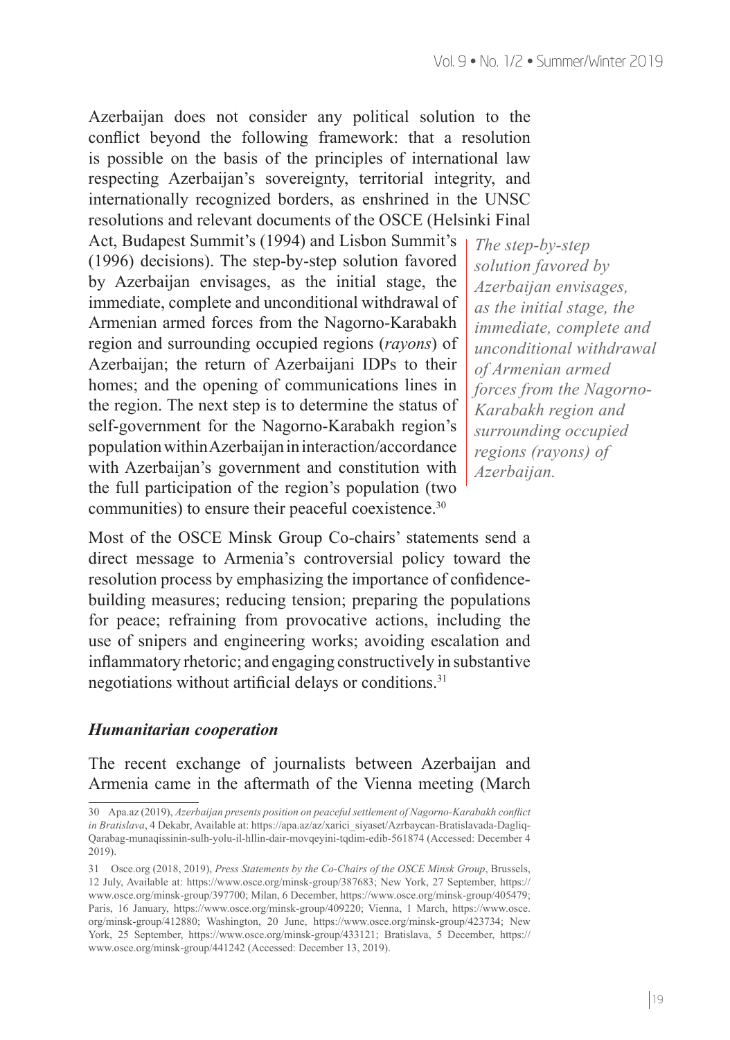Azerbaijan does not consider any political solution to the conflict beyond the following framework: that a resolution is possible on the basis of the principles of international law respecting Azerbaijan's sovereignty, territorial integrity, and internationally recognized borders, as enshrined in the UNSC resolutions and relevant documents of the OSCE (Helsinki Final Act, Budapest Summit's (1994) and Lisbon Summit's (1996) decisions). The step-by-step solution favored by Azerbaijan envisages, as the initial stage, the immediate, complete and unconditional withdrawal of Armenian armed forces from the Nagorno-Karabakh region and surrounding occupied regions (*rayons*) of Azerbaijan; the return of Azerbaijani IDPs to their homes; and the opening of communications lines in the region. The next step is to determine the status of self-government for the Nagorno-Karabakh region's population within Azerbaijan in interaction/accordance with Azerbaijan's government and constitution with the full participation of the region's population (two communities) to ensure their peaceful coexistence.[30]

> *The step-by-step solution favored by Azerbaijan envisages, as the initial stage, the immediate, complete and unconditional withdrawal of Armenian armed forces from the Nagorno-Karabakh region and surrounding occupied regions (rayons) of Azerbaijan.*

Most of the OSCE Minsk Group Co-chairs' statements send a direct message to Armenia's controversial policy toward the resolution process by emphasizing the importance of confidence-building measures; reducing tension; preparing the populations for peace; refraining from provocative actions, including the use of snipers and engineering works; avoiding escalation and inflammatory rhetoric; and engaging constructively in substantive negotiations without artificial delays or conditions.[31]

### *Humanitarian cooperation*

The recent exchange of journalists between Azerbaijan and Armenia came in the aftermath of the Vienna meeting (March

---

30 Apa.az (2019), *Azerbaijan presents position on peaceful settlement of Nagorno-Karabakh conflict in Bratislava*, 4 Dekabr, Available at: https://apa.az/az/xarici_siyaset/Azrbaycan-Bratislavada-Dagliq-Qarabag-munaqissinin-sulh-yolu-il-hllin-dair-movqeyini-tqdim-edib-561874 (Accessed: December 4 2019).

31 Osce.org (2018, 2019), *Press Statements by the Co-Chairs of the OSCE Minsk Group*, Brussels, 12 July, Available at: https://www.osce.org/minsk-group/387683; New York, 27 September, https://www.osce.org/minsk-group/397700; Milan, 6 December, https://www.osce.org/minsk-group/405479; Paris, 16 January, https://www.osce.org/minsk-group/409220; Vienna, 1 March, https://www.osce.org/minsk-group/412880; Washington, 20 June, https://www.osce.org/minsk-group/423734; New York, 25 September, https://www.osce.org/minsk-group/433121; Bratislava, 5 December, https://www.osce.org/minsk-group/441242 (Accessed: December 13, 2019).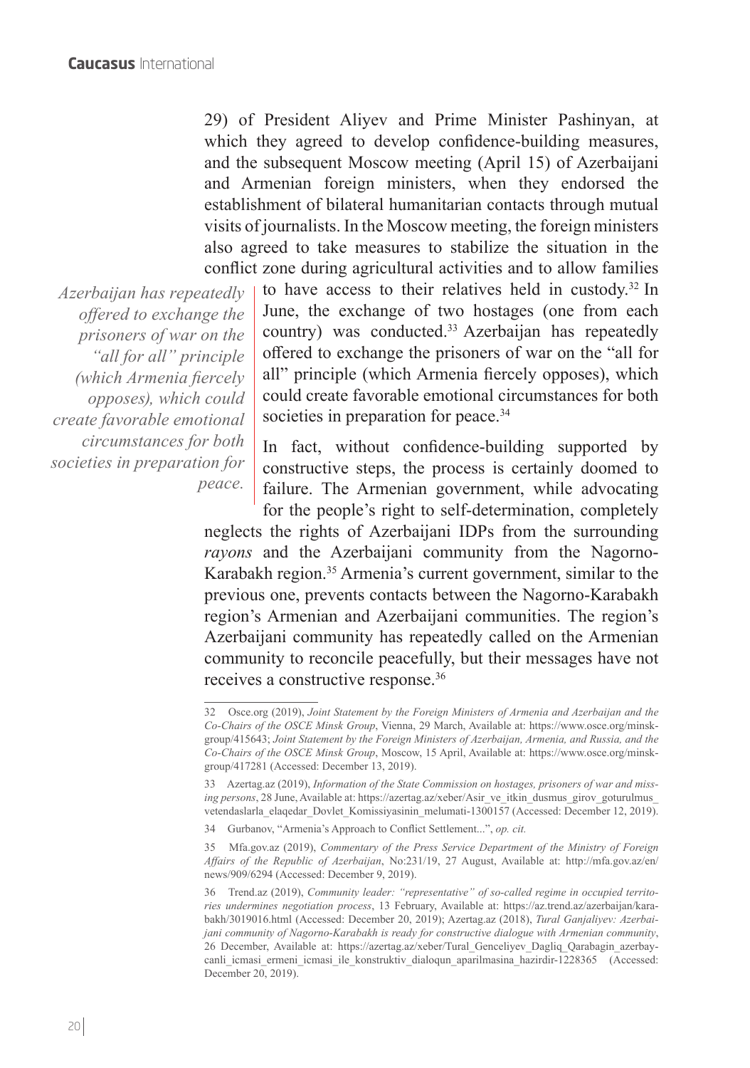29) of President Aliyev and Prime Minister Pashinyan, at which they agreed to develop confidence-building measures, and the subsequent Moscow meeting (April 15) of Azerbaijani and Armenian foreign ministers, when they endorsed the establishment of bilateral humanitarian contacts through mutual visits of journalists. In the Moscow meeting, the foreign ministers also agreed to take measures to stabilize the situation in the conflict zone during agricultural activities and to allow families to have access to their relatives held in custody.[32] In June, the exchange of two hostages (one from each country) was conducted.[33] Azerbaijan has repeatedly offered to exchange the prisoners of war on the "all for all" principle (which Armenia fiercely opposes), which could create favorable emotional circumstances for both societies in preparation for peace.[34]

*Azerbaijan has repeatedly offered to exchange the prisoners of war on the "all for all" principle (which Armenia fiercely opposes), which could create favorable emotional circumstances for both societies in preparation for peace.*

In fact, without confidence-building supported by constructive steps, the process is certainly doomed to failure. The Armenian government, while advocating for the people's right to self-determination, completely neglects the rights of Azerbaijani IDPs from the surrounding *rayons* and the Azerbaijani community from the Nagorno-Karabakh region.[35] Armenia's current government, similar to the previous one, prevents contacts between the Nagorno-Karabakh region's Armenian and Azerbaijani communities. The region's Azerbaijani community has repeatedly called on the Armenian community to reconcile peacefully, but their messages have not receives a constructive response.[36]

---

32 Osce.org (2019), *Joint Statement by the Foreign Ministers of Armenia and Azerbaijan and the Co-Chairs of the OSCE Minsk Group*, Vienna, 29 March, Available at: https://www.osce.org/minsk-group/415643; *Joint Statement by the Foreign Ministers of Azerbaijan, Armenia, and Russia, and the Co-Chairs of the OSCE Minsk Group*, Moscow, 15 April, Available at: https://www.osce.org/minsk-group/417281 (Accessed: December 13, 2019).

33 Azertag.az (2019), *Information of the State Commission on hostages, prisoners of war and missing persons*, 28 June, Available at: https://azertag.az/xeber/Asir_ve_itkin_dusmus_girov_goturulmus_vetendaslarla_elaqedar_Dovlet_Komissiyasinin_melumati-1300157 (Accessed: December 12, 2019).

34 Gurbanov, "Armenia's Approach to Conflict Settlement...", *op. cit.*

35 Mfa.gov.az (2019), *Commentary of the Press Service Department of the Ministry of Foreign Affairs of the Republic of Azerbaijan*, No:231/19, 27 August, Available at: http://mfa.gov.az/en/news/909/6294 (Accessed: December 9, 2019).

36 Trend.az (2019), *Community leader: "representative" of so-called regime in occupied territories undermines negotiation process*, 13 February, Available at: https://az.trend.az/azerbaijan/karabakh/3019016.html (Accessed: December 20, 2019); Azertag.az (2018), *Tural Ganjaliyev: Azerbaijani community of Nagorno-Karabakh is ready for constructive dialogue with Armenian community*, 26 December, Available at: https://azertag.az/xeber/Tural_Genceliyev_Dagliq_Qarabagin_azerbaycanli_icmasi_ermeni_icmasi_ile_konstruktiv_dialoqun_aparilmasina_hazirdir-1228365 (Accessed: December 20, 2019).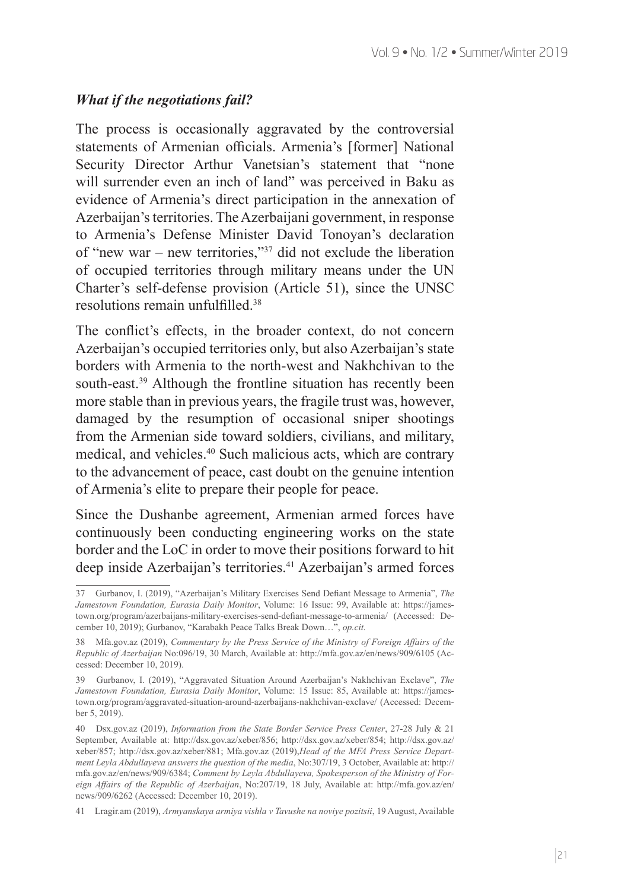### *What if the negotiations fail?*

The process is occasionally aggravated by the controversial statements of Armenian officials. Armenia's [former] National Security Director Arthur Vanetsian's statement that "none will surrender even an inch of land" was perceived in Baku as evidence of Armenia's direct participation in the annexation of Azerbaijan's territories. The Azerbaijani government, in response to Armenia's Defense Minister David Tonoyan's declaration of "new war – new territories,"[37] did not exclude the liberation of occupied territories through military means under the UN Charter's self-defense provision (Article 51), since the UNSC resolutions remain unfulfilled.[38]

The conflict's effects, in the broader context, do not concern Azerbaijan's occupied territories only, but also Azerbaijan's state borders with Armenia to the north-west and Nakhchivan to the south-east.[39] Although the frontline situation has recently been more stable than in previous years, the fragile trust was, however, damaged by the resumption of occasional sniper shootings from the Armenian side toward soldiers, civilians, and military, medical, and vehicles.[40] Such malicious acts, which are contrary to the advancement of peace, cast doubt on the genuine intention of Armenia's elite to prepare their people for peace.

Since the Dushanbe agreement, Armenian armed forces have continuously been conducting engineering works on the state border and the LoC in order to move their positions forward to hit deep inside Azerbaijan's territories.[41] Azerbaijan's armed forces

---

37 Gurbanov, I. (2019), "Azerbaijan's Military Exercises Send Defiant Message to Armenia", *The Jamestown Foundation, Eurasia Daily Monitor*, Volume: 16 Issue: 99, Available at: https://jamestown.org/program/azerbaijans-military-exercises-send-defiant-message-to-armenia/ (Accessed: December 10, 2019); Gurbanov, "Karabakh Peace Talks Break Down…", *op.cit.*

38 Mfa.gov.az (2019), *Commentary by the Press Service of the Ministry of Foreign Affairs of the Republic of Azerbaijan* No:096/19, 30 March, Available at: http://mfa.gov.az/en/news/909/6105 (Accessed: December 10, 2019).

39 Gurbanov, I. (2019), "Aggravated Situation Around Azerbaijan's Nakhchivan Exclave", *The Jamestown Foundation, Eurasia Daily Monitor*, Volume: 15 Issue: 85, Available at: https://jamestown.org/program/aggravated-situation-around-azerbaijans-nakhchivan-exclave/ (Accessed: December 5, 2019).

40 Dsx.gov.az (2019), *Information from the State Border Service Press Center*, 27-28 July & 21 September, Available at: http://dsx.gov.az/xeber/856; http://dsx.gov.az/xeber/854; http://dsx.gov.az/xeber/857; http://dsx.gov.az/xeber/881; Mfa.gov.az (2019),*Head of the MFA Press Service Department Leyla Abdullayeva answers the question of the media*, No:307/19, 3 October, Available at: http://mfa.gov.az/en/news/909/6384; *Comment by Leyla Abdullayeva, Spokesperson of the Ministry of Foreign Affairs of the Republic of Azerbaijan*, No:207/19, 18 July, Available at: http://mfa.gov.az/en/news/909/6262 (Accessed: December 10, 2019).

41 Lragir.am (2019), *Armyanskaya armiya vishla v Tavushe na noviye pozitsii*, 19 August, Available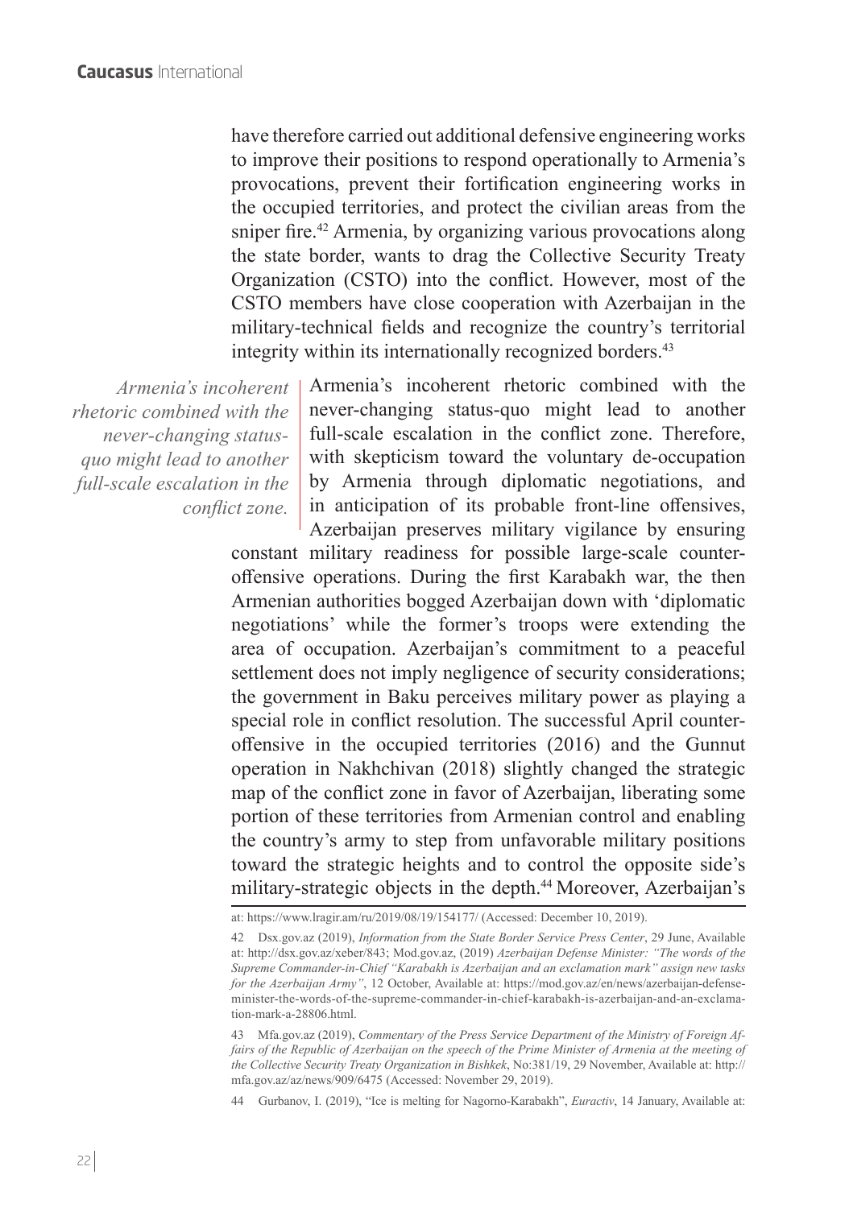have therefore carried out additional defensive engineering works to improve their positions to respond operationally to Armenia's provocations, prevent their fortification engineering works in the occupied territories, and protect the civilian areas from the sniper fire.[42] Armenia, by organizing various provocations along the state border, wants to drag the Collective Security Treaty Organization (CSTO) into the conflict. However, most of the CSTO members have close cooperation with Azerbaijan in the military-technical fields and recognize the country's territorial integrity within its internationally recognized borders.[43]

*Armenia's incoherent rhetoric combined with the never-changing status-quo might lead to another full-scale escalation in the conflict zone.*

Armenia's incoherent rhetoric combined with the never-changing status-quo might lead to another full-scale escalation in the conflict zone. Therefore, with skepticism toward the voluntary de-occupation by Armenia through diplomatic negotiations, and in anticipation of its probable front-line offensives, Azerbaijan preserves military vigilance by ensuring constant military readiness for possible large-scale counter-offensive operations. During the first Karabakh war, the then Armenian authorities bogged Azerbaijan down with 'diplomatic negotiations' while the former's troops were extending the area of occupation. Azerbaijan's commitment to a peaceful settlement does not imply negligence of security considerations; the government in Baku perceives military power as playing a special role in conflict resolution. The successful April counter-offensive in the occupied territories (2016) and the Gunnut operation in Nakhchivan (2018) slightly changed the strategic map of the conflict zone in favor of Azerbaijan, liberating some portion of these territories from Armenian control and enabling the country's army to step from unfavorable military positions toward the strategic heights and to control the opposite side's military-strategic objects in the depth.[44] Moreover, Azerbaijan's

---

at: https://www.lragir.am/ru/2019/08/19/154177/ (Accessed: December 10, 2019).

42 Dsx.gov.az (2019), *Information from the State Border Service Press Center*, 29 June, Available at: http://dsx.gov.az/xeber/843; Mod.gov.az, (2019) *Azerbaijan Defense Minister: "The words of the Supreme Commander-in-Chief "Karabakh is Azerbaijan and an exclamation mark" assign new tasks for the Azerbaijan Army"*, 12 October, Available at: https://mod.gov.az/en/news/azerbaijan-defense-minister-the-words-of-the-supreme-commander-in-chief-karabakh-is-azerbaijan-and-an-exclamation-mark-a-28806.html.

43 Mfa.gov.az (2019), *Commentary of the Press Service Department of the Ministry of Foreign Affairs of the Republic of Azerbaijan on the speech of the Prime Minister of Armenia at the meeting of the Collective Security Treaty Organization in Bishkek*, No:381/19, 29 November, Available at: http://mfa.gov.az/az/news/909/6475 (Accessed: November 29, 2019).

44 Gurbanov, I. (2019), "Ice is melting for Nagorno-Karabakh", *Euractiv*, 14 January, Available at: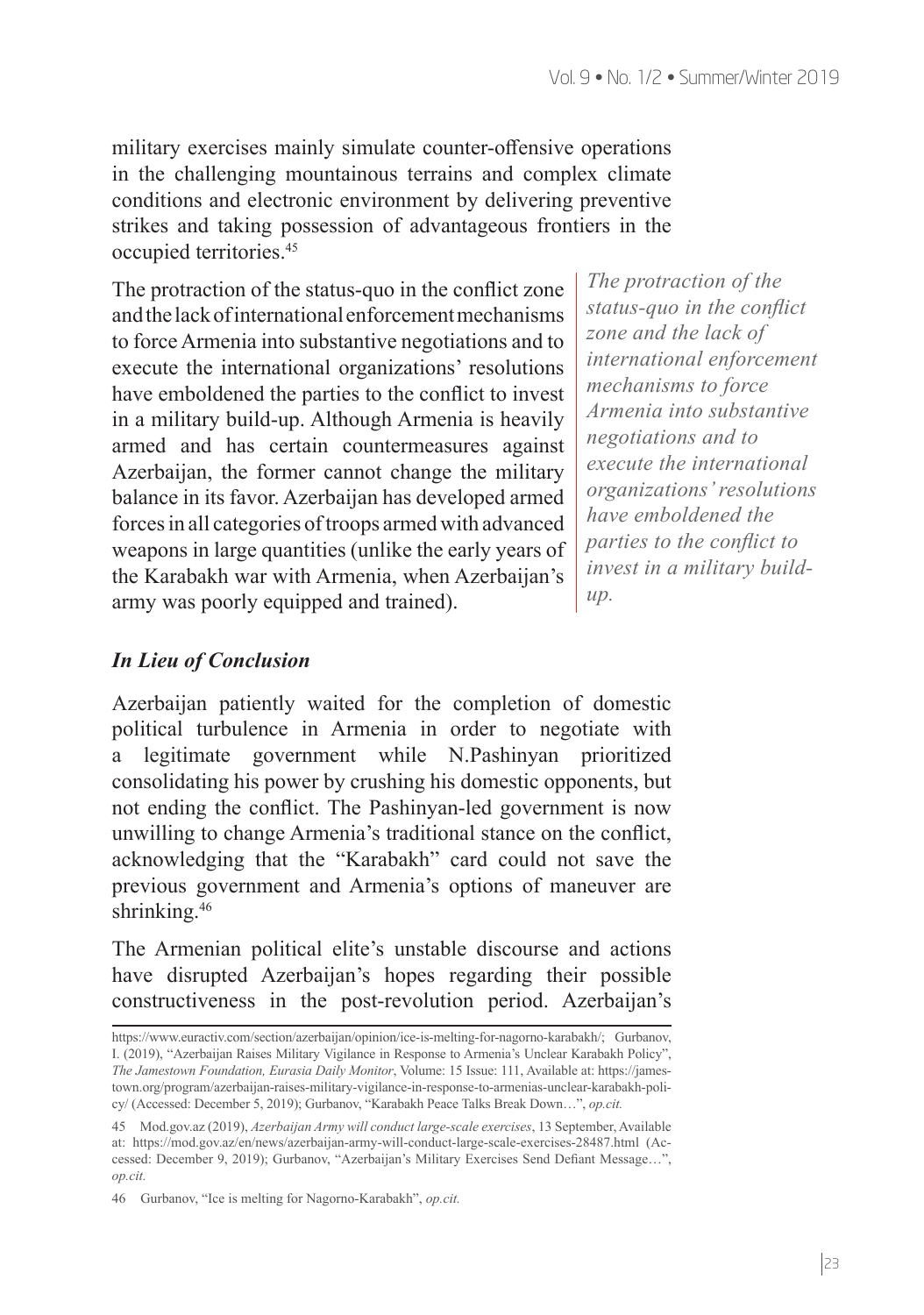military exercises mainly simulate counter-offensive operations in the challenging mountainous terrains and complex climate conditions and electronic environment by delivering preventive strikes and taking possession of advantageous frontiers in the occupied territories.[45]

The protraction of the status-quo in the conflict zone and the lack of international enforcement mechanisms to force Armenia into substantive negotiations and to execute the international organizations' resolutions have emboldened the parties to the conflict to invest in a military build-up. Although Armenia is heavily armed and has certain countermeasures against Azerbaijan, the former cannot change the military balance in its favor. Azerbaijan has developed armed forces in all categories of troops armed with advanced weapons in large quantities (unlike the early years of the Karabakh war with Armenia, when Azerbaijan's army was poorly equipped and trained).

*The protraction of the status-quo in the conflict zone and the lack of international enforcement mechanisms to force Armenia into substantive negotiations and to execute the international organizations' resolutions have emboldened the parties to the conflict to invest in a military build-up.*

### *In Lieu of Conclusion*

Azerbaijan patiently waited for the completion of domestic political turbulence in Armenia in order to negotiate with a legitimate government while N.Pashinyan prioritized consolidating his power by crushing his domestic opponents, but not ending the conflict. The Pashinyan-led government is now unwilling to change Armenia's traditional stance on the conflict, acknowledging that the "Karabakh" card could not save the previous government and Armenia's options of maneuver are shrinking.[46]

The Armenian political elite's unstable discourse and actions have disrupted Azerbaijan's hopes regarding their possible constructiveness in the post-revolution period. Azerbaijan's

---

https://www.euractiv.com/section/azerbaijan/opinion/ice-is-melting-for-nagorno-karabakh/; Gurbanov, I. (2019), "Azerbaijan Raises Military Vigilance in Response to Armenia's Unclear Karabakh Policy", *The Jamestown Foundation, Eurasia Daily Monitor*, Volume: 15 Issue: 111, Available at: https://jamestown.org/program/azerbaijan-raises-military-vigilance-in-response-to-armenias-unclear-karabakh-policy/ (Accessed: December 5, 2019); Gurbanov, "Karabakh Peace Talks Break Down…", *op.cit.*

45 Mod.gov.az (2019), *Azerbaijan Army will conduct large-scale exercises*, 13 September, Available at: https://mod.gov.az/en/news/azerbaijan-army-will-conduct-large-scale-exercises-28487.html (Accessed: December 9, 2019); Gurbanov, "Azerbaijan's Military Exercises Send Defiant Message…", *op.cit.*

46 Gurbanov, "Ice is melting for Nagorno-Karabakh", *op.cit.*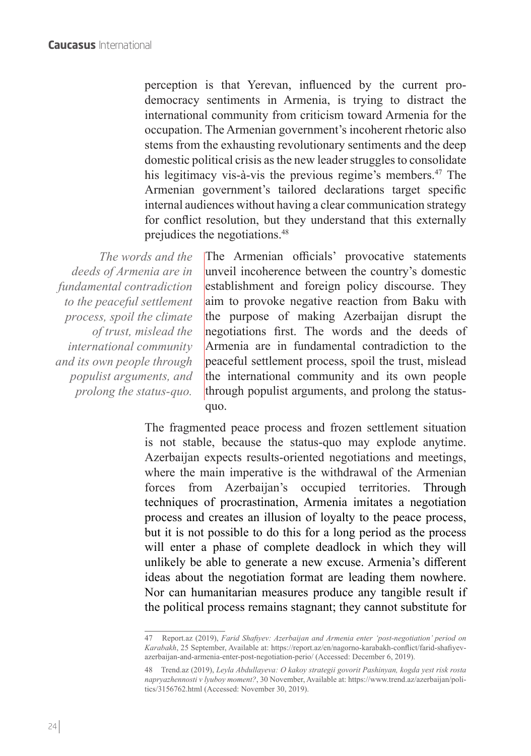perception is that Yerevan, influenced by the current pro-democracy sentiments in Armenia, is trying to distract the international community from criticism toward Armenia for the occupation. The Armenian government's incoherent rhetoric also stems from the exhausting revolutionary sentiments and the deep domestic political crisis as the new leader struggles to consolidate his legitimacy vis-à-vis the previous regime's members.[47] The Armenian government's tailored declarations target specific internal audiences without having a clear communication strategy for conflict resolution, but they understand that this externally prejudices the negotiations.[48]

*The words and the deeds of Armenia are in fundamental contradiction to the peaceful settlement process, spoil the climate of trust, mislead the international community and its own people through populist arguments, and prolong the status-quo.*

The Armenian officials' provocative statements unveil incoherence between the country's domestic establishment and foreign policy discourse. They aim to provoke negative reaction from Baku with the purpose of making Azerbaijan disrupt the negotiations first. The words and the deeds of Armenia are in fundamental contradiction to the peaceful settlement process, spoil the trust, mislead the international community and its own people through populist arguments, and prolong the status-quo.

The fragmented peace process and frozen settlement situation is not stable, because the status-quo may explode anytime. Azerbaijan expects results-oriented negotiations and meetings, where the main imperative is the withdrawal of the Armenian forces from Azerbaijan's occupied territories. Through techniques of procrastination, Armenia imitates a negotiation process and creates an illusion of loyalty to the peace process, but it is not possible to do this for a long period as the process will enter a phase of complete deadlock in which they will unlikely be able to generate a new excuse. Armenia's different ideas about the negotiation format are leading them nowhere. Nor can humanitarian measures produce any tangible result if the political process remains stagnant; they cannot substitute for

---

47 Report.az (2019), *Farid Shafiyev: Azerbaijan and Armenia enter 'post-negotiation' period on Karabakh*, 25 September, Available at: https://report.az/en/nagorno-karabakh-conflict/farid-shafiyev-azerbaijan-and-armenia-enter-post-negotiation-perio/ (Accessed: December 6, 2019).

48 Trend.az (2019), *Leyla Abdullayeva: O kakoy strategii govorit Pashinyan, kogda yest risk rosta napryazhennosti v lyuboy moment?*, 30 November, Available at: https://www.trend.az/azerbaijan/politics/3156762.html (Accessed: November 30, 2019).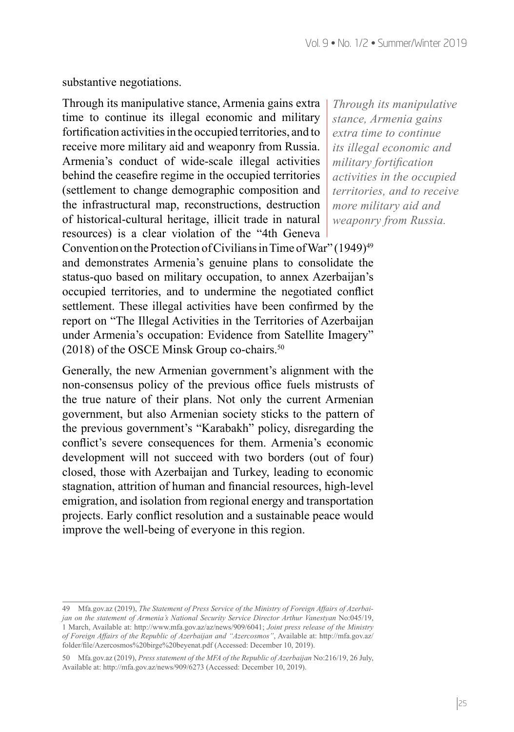substantive negotiations.

Through its manipulative stance, Armenia gains extra time to continue its illegal economic and military fortification activities in the occupied territories, and to receive more military aid and weaponry from Russia. Armenia's conduct of wide-scale illegal activities behind the ceasefire regime in the occupied territories (settlement to change demographic composition and the infrastructural map, reconstructions, destruction of historical-cultural heritage, illicit trade in natural resources) is a clear violation of the "4th Geneva Convention on the Protection of Civilians in Time of War" (1949)[49] and demonstrates Armenia's genuine plans to consolidate the status-quo based on military occupation, to annex Azerbaijan's occupied territories, and to undermine the negotiated conflict settlement. These illegal activities have been confirmed by the report on "The Illegal Activities in the Territories of Azerbaijan under Armenia's occupation: Evidence from Satellite Imagery" (2018) of the OSCE Minsk Group co-chairs.[50]

*Through its manipulative stance, Armenia gains extra time to continue its illegal economic and military fortification activities in the occupied territories, and to receive more military aid and weaponry from Russia.*

Generally, the new Armenian government's alignment with the non-consensus policy of the previous office fuels mistrusts of the true nature of their plans. Not only the current Armenian government, but also Armenian society sticks to the pattern of the previous government's "Karabakh" policy, disregarding the conflict's severe consequences for them. Armenia's economic development will not succeed with two borders (out of four) closed, those with Azerbaijan and Turkey, leading to economic stagnation, attrition of human and financial resources, high-level emigration, and isolation from regional energy and transportation projects. Early conflict resolution and a sustainable peace would improve the well-being of everyone in this region.

---

49 Mfa.gov.az (2019), *The Statement of Press Service of the Ministry of Foreign Affairs of Azerbaijan on the statement of Armenia's National Security Service Director Arthur Vanestyan* No:045/19, 1 March, Available at: http://www.mfa.gov.az/az/news/909/6041; *Joint press release of the Ministry of Foreign Affairs of the Republic of Azerbaijan and "Azercosmos"*, Available at: http://mfa.gov.az/folder/file/Azercosmos%20birge%20beyenat.pdf (Accessed: December 10, 2019).

50 Mfa.gov.az (2019), *Press statement of the MFA of the Republic of Azerbaijan* No:216/19, 26 July, Available at: http://mfa.gov.az/news/909/6273 (Accessed: December 10, 2019).